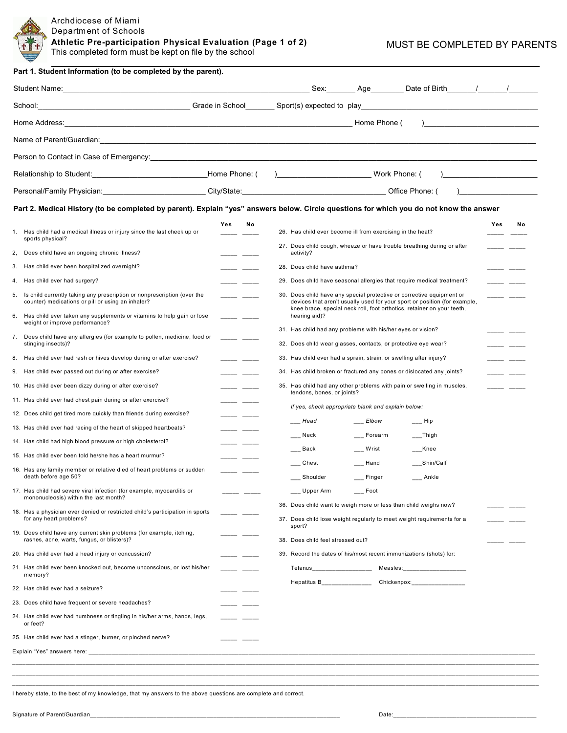Archdiocese of Miami
Department of Schools
**Athletic Pre-participation Physical Evaluation (Page 1 of 2)**
This completed form must be kept on file by the school

MUST BE COMPLETED BY PARENTS

**Part 1. Student Information (to be completed by the parent).**

Student Name:____________________________ Sex:_______ Age________ Date of Birth_______/_______/_______

School:____________________________ Grade in School_______ Sport(s) expected to play____________________________

Home Address:____________________________ Home Phone (        )____________________________

Name of Parent/Guardian:____________________________

Person to Contact in Case of Emergency:____________________________

Relationship to Student:____________________________Home Phone: (        )____________________________ Work Phone: (        )____________________________

Personal/Family Physician:____________________________ City/State:____________________________ Office Phone: (        )____________________________

**Part 2. Medical History (to be completed by parent). Explain "yes" answers below. Circle questions for which you do not know the answer**

| | Yes | No |
|---|---|---|
| 1. Has child had a medical illness or injury since the last check up or sports physical? | ____ | ____ |
| 2, Does child have an ongoing chronic illness? | ____ | ____ |
| 3. Has child ever been hospitalized overnight? | ____ | ____ |
| 4. Has child ever had surgery? | ____ | ____ |
| 5. Is child currently taking any prescription or nonprescription (over the counter) medications or pill or using an inhaler? | ____ | ____ |
| 6. Has child ever taken any supplements or vitamins to help gain or lose weight or improve performance? | ____ | ____ |
| 7. Does child have any allergies (for example to pollen, medicine, food or stinging insects)? | ____ | ____ |
| 8. Has child ever had rash or hives develop during or after exercise? | ____ | ____ |
| 9. Has child ever passed out during or after exercise? | ____ | ____ |
| 10. Has child ever been dizzy during or after exercise? | ____ | ____ |
| 11. Has child ever had chest pain during or after exercise? | ____ | ____ |
| 12. Does child get tired more quickly than friends during exercise? | ____ | ____ |
| 13. Has child ever had racing of the heart of skipped heartbeats? | ____ | ____ |
| 14. Has child had high blood pressure or high cholesterol? | ____ | ____ |
| 15. Has child ever been told he/she has a heart murmur? | ____ | ____ |
| 16. Has any family member or relative died of heart problems or sudden death before age 50? | ____ | ____ |
| 17. Has child had severe viral infection (for example, myocarditis or mononucleosis) within the last month? | ____ | ____ |
| 18. Has a physician ever denied or restricted child's participation in sports for any heart problems? | ____ | ____ |
| 19. Does child have any current skin problems (for example, itching, rashes, acne, warts, fungus, or blisters)? | ____ | ____ |
| 20. Has child ever had a head injury or concussion? | ____ | ____ |
| 21. Has child ever been knocked out, become unconscious, or lost his/her memory? | ____ | ____ |
| 22. Has child ever had a seizure? | ____ | ____ |
| 23. Does child have frequent or severe headaches? | ____ | ____ |
| 24. Has child ever had numbness or tingling in his/her arms, hands, legs, or feet? | ____ | ____ |
| 25. Has child ever had a stinger, burner, or pinched nerve? | ____ | ____ |
| 26. Has child ever become ill from exercising in the heat? | ____ | ____ |
| 27. Does child cough, wheeze or have trouble breathing during or after activity? | ____ | ____ |
| 28. Does child have asthma? | ____ | ____ |
| 29. Does child have seasonal allergies that require medical treatment? | ____ | ____ |
| 30. Does child have any special protective or corrective equipment or devices that aren't usually used for your sport or position (for example, knee brace, special neck roll, foot orthotics, retainer on your teeth, hearing aid)? | ____ | ____ |
| 31. Has child had any problems with his/her eyes or vision? | ____ | ____ |
| 32. Does child wear glasses, contacts, or protective eye wear? | ____ | ____ |
| 33. Has child ever had a sprain, strain, or swelling after injury? | ____ | ____ |
| 34. Has child broken or fractured any bones or dislocated any joints? | ____ | ____ |
| 35. Has child had any other problems with pain or swelling in muscles, tendons, bones, or joints? | ____ | ____ |

*If yes, check appropriate blank and explain below:*

| | | |
|---|---|---|
| ___ *Head* | ___ *Elbow* | ___ Hip |
| ___ Neck | ___ Forearm | ___Thigh |
| ___ Back | ___ Wrist | ___Knee |
| ___ Chest | ___ Hand | ___Shin/Calf |
| ___ Shoulder | ___ Finger | ___ Ankle |
| ___ Upper Arm | ___ Foot | |

| | Yes | No |
|---|---|---|
| 36. Does child want to weigh more or less than child weighs now? | ____ | ____ |
| 37. Does child lose weight regularly to meet weight requirements for a sport? | ____ | ____ |
| 38. Does child feel stressed out? | ____ | ____ |

39. Record the dates of his/most recent immunizations (shots) for:

Tetanus__________________ Measles:__________________

Hepatitus B_______________ Chickenpox:________________

Explain "Yes" answers here: ____________________________________________________________

____________________________________________________________

____________________________________________________________

____________________________________________________________

I hereby state, to the best of my knowledge, that my answers to the above questions are complete and correct.

Signature of Parent/Guardian____________________________________________ Date:____________________________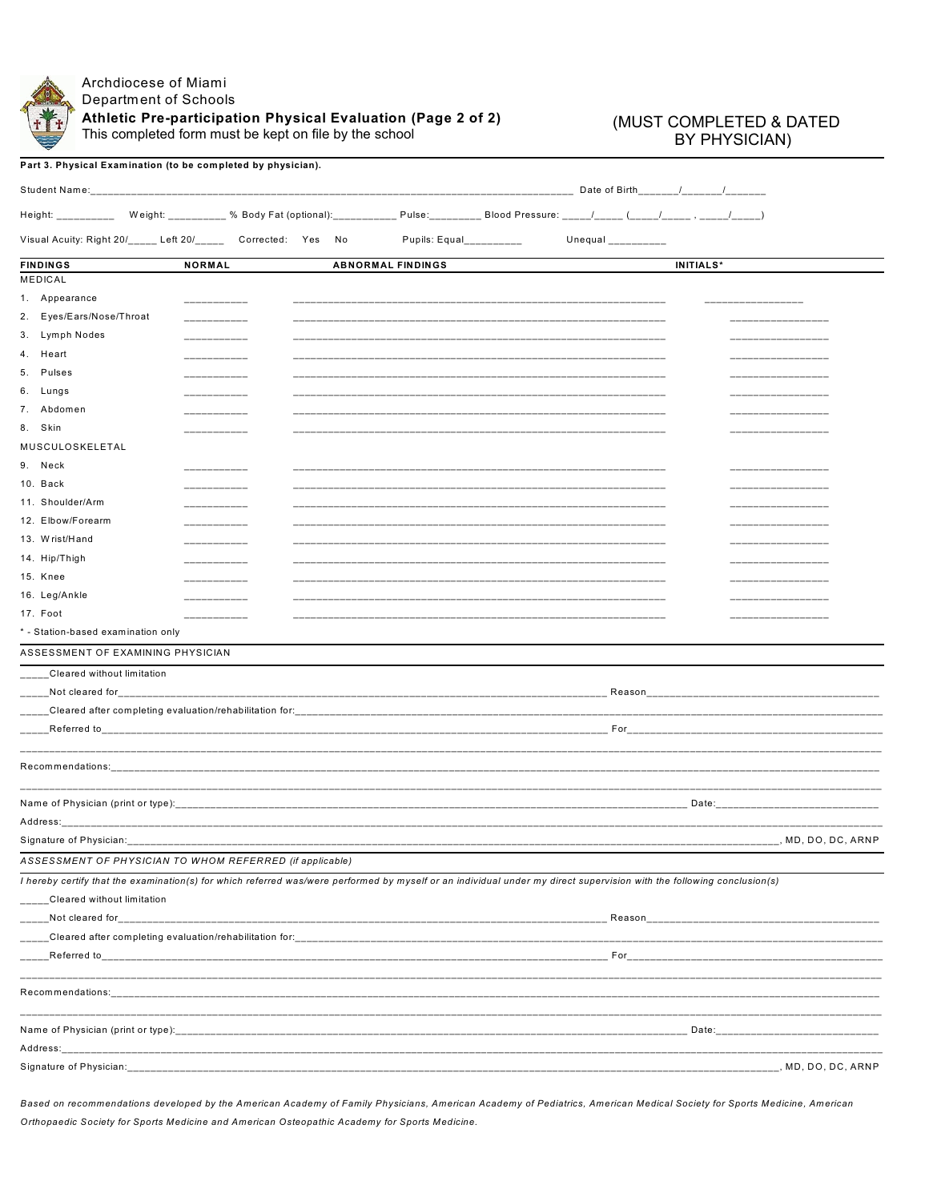Archdiocese of Miami
Department of Schools
**Athletic Pre-participation Physical Evaluation (Page 2 of 2)**
This completed form must be kept on file by the school

(MUST COMPLETED & DATED BY PHYSICIAN)

**Part 3. Physical Examination (to be completed by physician).**

Student Name:__________________________________________ Date of Birth_______/_______/_______

Height: __________ Weight: __________ % Body Fat (optional):___________ Pulse:_________ Blood Pressure: _____/_____ (_____/_____ , _____/_____)

Visual Acuity: Right 20/_____ Left 20/_____ Corrected: Yes No Pupils: Equal__________ Unequal __________

| FINDINGS | NORMAL | ABNORMAL FINDINGS | INITIALS* |
|---|---|---|---|
| MEDICAL | | | |
| 1. Appearance | __________ | __________ | __________ |
| 2. Eyes/Ears/Nose/Throat | __________ | __________ | __________ |
| 3. Lymph Nodes | __________ | __________ | __________ |
| 4. Heart | __________ | __________ | __________ |
| 5. Pulses | __________ | __________ | __________ |
| 6. Lungs | __________ | __________ | __________ |
| 7. Abdomen | __________ | __________ | __________ |
| 8. Skin | __________ | __________ | __________ |
| MUSCULOSKELETAL | | | |
| 9. Neck | __________ | __________ | __________ |
| 10. Back | __________ | __________ | __________ |
| 11. Shoulder/Arm | __________ | __________ | __________ |
| 12. Elbow/Forearm | __________ | __________ | __________ |
| 13. Wrist/Hand | __________ | __________ | __________ |
| 14. Hip/Thigh | __________ | __________ | __________ |
| 15. Knee | __________ | __________ | __________ |
| 16. Leg/Ankle | __________ | __________ | __________ |
| 17. Foot | __________ | __________ | __________ |

\* - Station-based examination only

ASSESSMENT OF EXAMINING PHYSICIAN

_____Cleared without limitation

_____Not cleared for__________________________________________ Reason__________________________

_____Cleared after completing evaluation/rehabilitation for:__________________________________________

_____Referred to__________________________________________ For__________________________

Recommendations:__________________________________________

Name of Physician (print or type):__________________________________________ Date:__________________

Address:__________________________________________

Signature of Physician:__________________________________________, MD, DO, DC, ARNP

*ASSESSMENT OF PHYSICIAN TO WHOM REFERRED (if applicable)*

*I hereby certify that the examination(s) for which referred was/were performed by myself or an individual under my direct supervision with the following conclusion(s)*

_____Cleared without limitation

_____Not cleared for__________________________________________ Reason__________________________

_____Cleared after completing evaluation/rehabilitation for:__________________________________________

_____Referred to__________________________________________ For__________________________

Recommendations:__________________________________________

Name of Physician (print or type):__________________________________________ Date:__________________

Address:__________________________________________

Signature of Physician:__________________________________________, MD, DO, DC, ARNP

*Based on recommendations developed by the American Academy of Family Physicians, American Academy of Pediatrics, American Medical Society for Sports Medicine, American Orthopaedic Society for Sports Medicine and American Osteopathic Academy for Sports Medicine.*